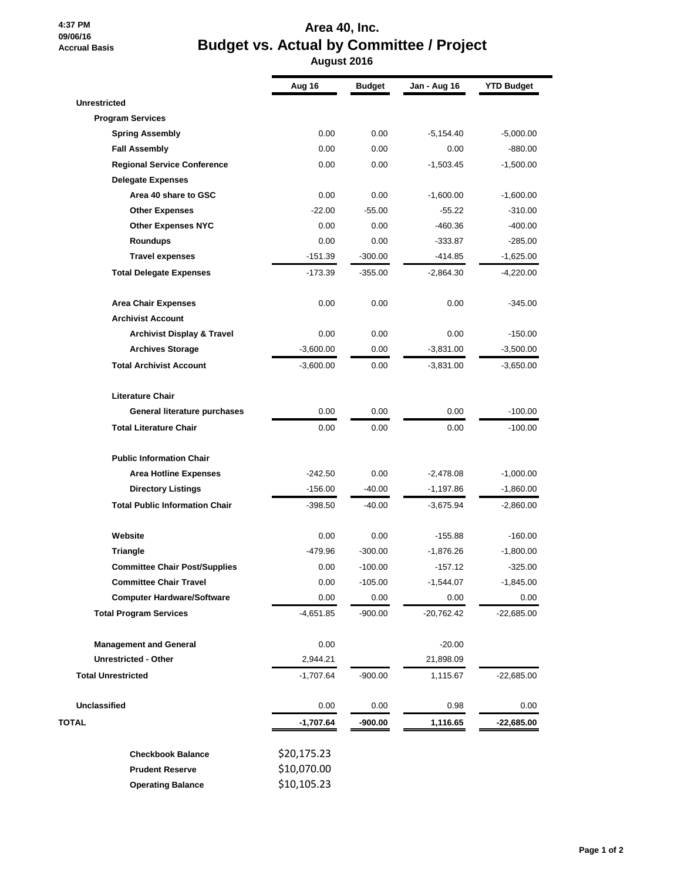4:37 PM
09/06/16
Accrual Basis

# Area 40, Inc.
## Budget vs. Actual by Committee / Project
### August 2016

| | Aug 16 | Budget | Jan - Aug 16 | YTD Budget |
|---|---|---|---|---|
| **Unrestricted** | | | | |
| **Program Services** | | | | |
| **Spring Assembly** | 0.00 | 0.00 | -5,154.40 | -5,000.00 |
| **Fall Assembly** | 0.00 | 0.00 | 0.00 | -880.00 |
| **Regional Service Conference** | 0.00 | 0.00 | -1,503.45 | -1,500.00 |
| **Delegate Expenses** | | | | |
| **Area 40 share to GSC** | 0.00 | 0.00 | -1,600.00 | -1,600.00 |
| **Other Expenses** | -22.00 | -55.00 | -55.22 | -310.00 |
| **Other Expenses NYC** | 0.00 | 0.00 | -460.36 | -400.00 |
| **Roundups** | 0.00 | 0.00 | -333.87 | -285.00 |
| **Travel expenses** | -151.39 | -300.00 | -414.85 | -1,625.00 |
| **Total Delegate Expenses** | -173.39 | -355.00 | -2,864.30 | -4,220.00 |
| **Area Chair Expenses** | 0.00 | 0.00 | 0.00 | -345.00 |
| **Archivist Account** | | | | |
| **Archivist Display & Travel** | 0.00 | 0.00 | 0.00 | -150.00 |
| **Archives Storage** | -3,600.00 | 0.00 | -3,831.00 | -3,500.00 |
| **Total Archivist Account** | -3,600.00 | 0.00 | -3,831.00 | -3,650.00 |
| **Literature Chair** | | | | |
| **General literature purchases** | 0.00 | 0.00 | 0.00 | -100.00 |
| **Total Literature Chair** | 0.00 | 0.00 | 0.00 | -100.00 |
| **Public Information Chair** | | | | |
| **Area Hotline Expenses** | -242.50 | 0.00 | -2,478.08 | -1,000.00 |
| **Directory Listings** | -156.00 | -40.00 | -1,197.86 | -1,860.00 |
| **Total Public Information Chair** | -398.50 | -40.00 | -3,675.94 | -2,860.00 |
| **Website** | 0.00 | 0.00 | -155.88 | -160.00 |
| **Triangle** | -479.96 | -300.00 | -1,876.26 | -1,800.00 |
| **Committee Chair Post/Supplies** | 0.00 | -100.00 | -157.12 | -325.00 |
| **Committee Chair Travel** | 0.00 | -105.00 | -1,544.07 | -1,845.00 |
| **Computer Hardware/Software** | 0.00 | 0.00 | 0.00 | 0.00 |
| **Total Program Services** | -4,651.85 | -900.00 | -20,762.42 | -22,685.00 |
| **Management and General** | 0.00 | | -20.00 | |
| **Unrestricted - Other** | 2,944.21 | | 21,898.09 | |
| **Total Unrestricted** | -1,707.64 | -900.00 | 1,115.67 | -22,685.00 |
| **Unclassified** | 0.00 | 0.00 | 0.98 | 0.00 |
| **TOTAL** | **-1,707.64** | **-900.00** | **1,116.65** | **-22,685.00** |

| | |
|---|---|
| **Checkbook Balance** | $20,175.23 |
| **Prudent Reserve** | $10,070.00 |
| **Operating Balance** | $10,105.23 |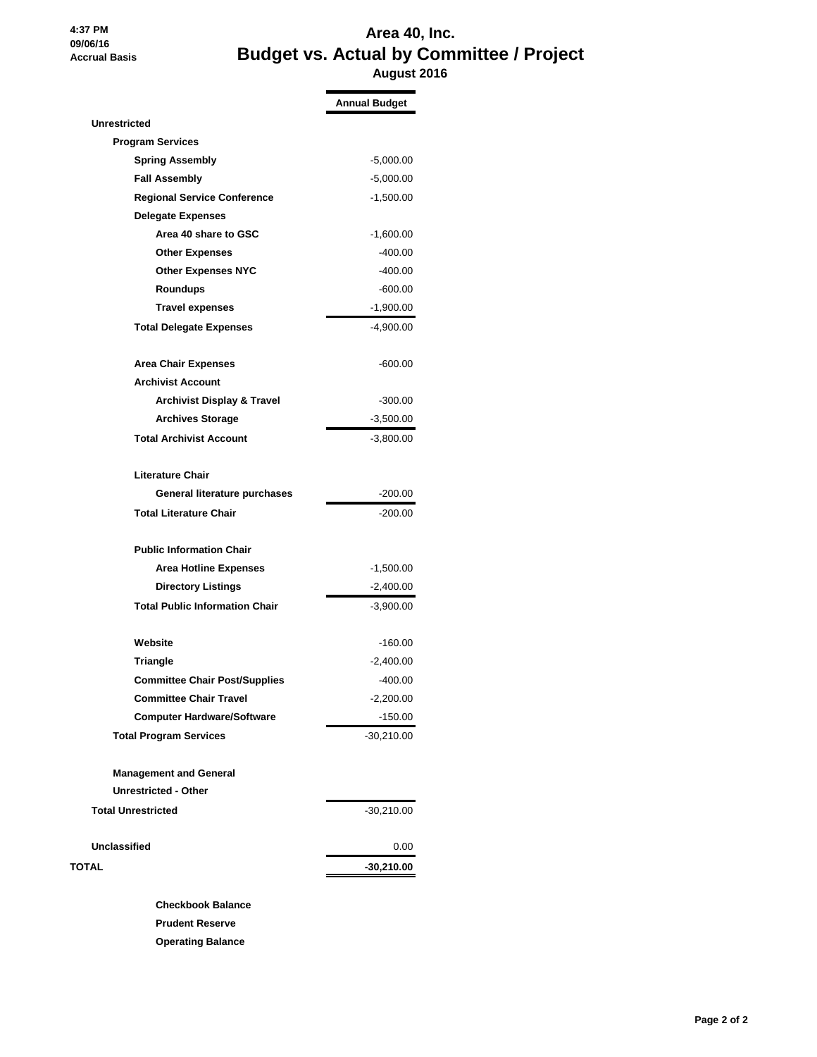4:37 PM
09/06/16
Accrual Basis

# Area 40, Inc.
## Budget vs. Actual by Committee / Project
### August 2016

| | Annual Budget |
|---|---|
| **Unrestricted** | |
| **Program Services** | |
| **Spring Assembly** | -5,000.00 |
| **Fall Assembly** | -5,000.00 |
| **Regional Service Conference** | -1,500.00 |
| **Delegate Expenses** | |
| **Area 40 share to GSC** | -1,600.00 |
| **Other Expenses** | -400.00 |
| **Other Expenses NYC** | -400.00 |
| **Roundups** | -600.00 |
| **Travel expenses** | -1,900.00 |
| **Total Delegate Expenses** | -4,900.00 |
| **Area Chair Expenses** | -600.00 |
| **Archivist Account** | |
| **Archivist Display & Travel** | -300.00 |
| **Archives Storage** | -3,500.00 |
| **Total Archivist Account** | -3,800.00 |
| **Literature Chair** | |
| **General literature purchases** | -200.00 |
| **Total Literature Chair** | -200.00 |
| **Public Information Chair** | |
| **Area Hotline Expenses** | -1,500.00 |
| **Directory Listings** | -2,400.00 |
| **Total Public Information Chair** | -3,900.00 |
| **Website** | -160.00 |
| **Triangle** | -2,400.00 |
| **Committee Chair Post/Supplies** | -400.00 |
| **Committee Chair Travel** | -2,200.00 |
| **Computer Hardware/Software** | -150.00 |
| **Total Program Services** | -30,210.00 |
| **Management and General** | |
| **Unrestricted - Other** | |
| **Total Unrestricted** | -30,210.00 |
| **Unclassified** | 0.00 |
| **TOTAL** | **-30,210.00** |

**Checkbook Balance**
**Prudent Reserve**
**Operating Balance**